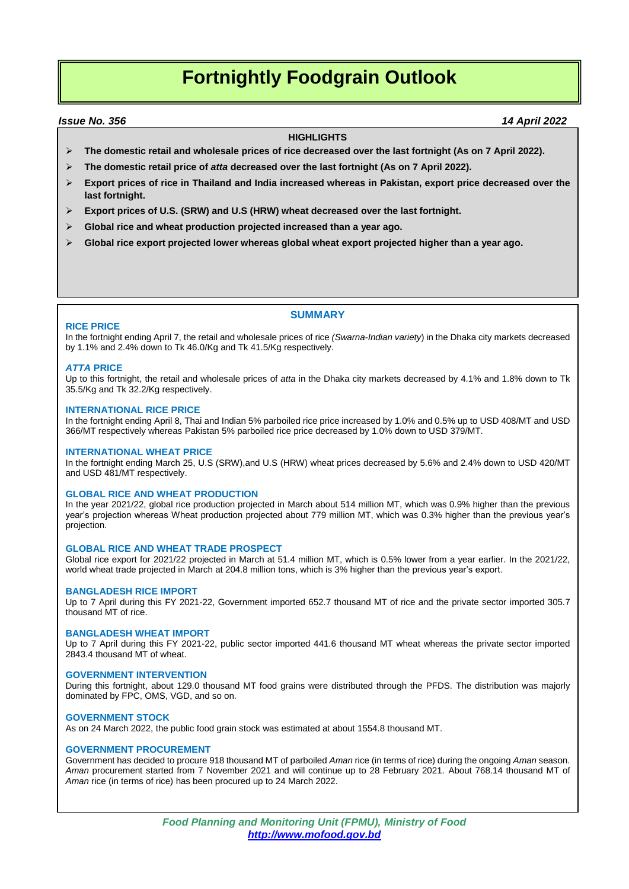# Fortnightly Foodgrain Outlook

***Issue No. 356*** ***14 April 2022***

**HIGHLIGHTS**

- **The domestic retail and wholesale prices of rice decreased over the last fortnight (As on 7 April 2022).**
- **The domestic retail price of *atta* decreased over the last fortnight (As on 7 April 2022).**
- **Export prices of rice in Thailand and India increased whereas in Pakistan, export price decreased over the last fortnight.**
- **Export prices of U.S. (SRW) and U.S (HRW) wheat decreased over the last fortnight.**
- **Global rice and wheat production projected increased than a year ago.**
- **Global rice export projected lower whereas global wheat export projected higher than a year ago.**

## SUMMARY

### RICE PRICE

In the fortnight ending April 7, the retail and wholesale prices of rice *(Swarna-Indian variety*) in the Dhaka city markets decreased by 1.1% and 2.4% down to Tk 46.0/Kg and Tk 41.5/Kg respectively.

### *ATTA* PRICE

Up to this fortnight, the retail and wholesale prices of *atta* in the Dhaka city markets decreased by 4.1% and 1.8% down to Tk 35.5/Kg and Tk 32.2/Kg respectively.

### INTERNATIONAL RICE PRICE

In the fortnight ending April 8, Thai and Indian 5% parboiled rice price increased by 1.0% and 0.5% up to USD 408/MT and USD 366/MT respectively whereas Pakistan 5% parboiled rice price decreased by 1.0% down to USD 379/MT.

### INTERNATIONAL WHEAT PRICE

In the fortnight ending March 25, U.S (SRW),and U.S (HRW) wheat prices decreased by 5.6% and 2.4% down to USD 420/MT and USD 481/MT respectively.

### GLOBAL RICE AND WHEAT PRODUCTION

In the year 2021/22, global rice production projected in March about 514 million MT, which was 0.9% higher than the previous year's projection whereas Wheat production projected about 779 million MT, which was 0.3% higher than the previous year's projection.

### GLOBAL RICE AND WHEAT TRADE PROSPECT

Global rice export for 2021/22 projected in March at 51.4 million MT, which is 0.5% lower from a year earlier. In the 2021/22, world wheat trade projected in March at 204.8 million tons, which is 3% higher than the previous year's export.

### BANGLADESH RICE IMPORT

Up to 7 April during this FY 2021-22, Government imported 652.7 thousand MT of rice and the private sector imported 305.7 thousand MT of rice.

### BANGLADESH WHEAT IMPORT

Up to 7 April during this FY 2021-22, public sector imported 441.6 thousand MT wheat whereas the private sector imported 2843.4 thousand MT of wheat.

### GOVERNMENT INTERVENTION

During this fortnight, about 129.0 thousand MT food grains were distributed through the PFDS. The distribution was majorly dominated by FPC, OMS, VGD, and so on.

### GOVERNMENT STOCK

As on 24 March 2022, the public food grain stock was estimated at about 1554.8 thousand MT.

### GOVERNMENT PROCUREMENT

Government has decided to procure 918 thousand MT of parboiled *Aman* rice (in terms of rice) during the ongoing *Aman* season. *Aman* procurement started from 7 November 2021 and will continue up to 28 February 2021. About 768.14 thousand MT of *Aman* rice (in terms of rice) has been procured up to 24 March 2022.

*Food Planning and Monitoring Unit (FPMU), Ministry of Food*
*http://www.mofood.gov.bd*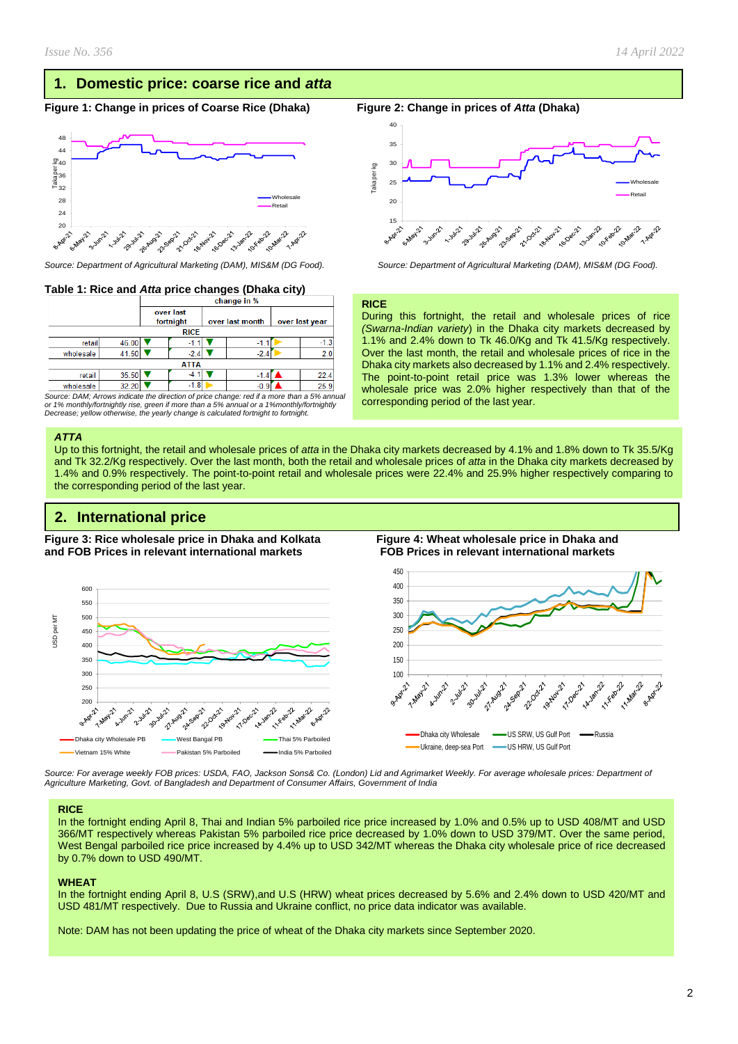## 1. Domestic price: coarse rice and *atta*

**Figure 1: Change in prices of Coarse Rice (Dhaka)**

*Source: Department of Agricultural Marketing (DAM), MIS&M (DG Food).*

**Figure 2: Change in prices of *Atta* (Dhaka)**

*Source: Department of Agricultural Marketing (DAM), MIS&M (DG Food).*

**Table 1: Rice and *Atta* price changes (Dhaka city)**

| | | change in % | | | | | |
|---|---|---|---|---|---|---|---|
| | | over last fortnight | | over last month | | over last year | |
| **RICE** | | | | | | | |
| retail | 46.00 | ▼ | -1.1 | ▼ | -1.1 | ► | -1.3 |
| wholesale | 41.50 | ▼ | -2.4 | ▼ | -2.4 | ► | 2.0 |
| **ATTA** | | | | | | | |
| retail | 35.50 | ▼ | -4.1 | ▼ | -1.4 | ▲ | 22.4 |
| wholesale | 32.20 | ▼ | -1.8 | ► | -0.9 | ▲ | 25.9 |

*Source: DAM; Arrows indicate the direction of price change: red if a more than a 5% annual or 1% monthly/fortnightly rise, green if more than a 5% annual or a 1%monthly/fortnightly Decrease; yellow otherwise, the yearly change is calculated fortnight to fortnight.*

**RICE**

During this fortnight, the retail and wholesale prices of rice *(Swarna-Indian variety*) in the Dhaka city markets decreased by 1.1% and 2.4% down to Tk 46.0/Kg and Tk 41.5/Kg respectively. Over the last month, the retail and wholesale prices of rice in the Dhaka city markets also decreased by 1.1% and 2.4% respectively. The point-to-point retail price was 1.3% lower whereas the wholesale price was 2.0% higher respectively than that of the corresponding period of the last year.

***ATTA***

Up to this fortnight, the retail and wholesale prices of *atta* in the Dhaka city markets decreased by 4.1% and 1.8% down to Tk 35.5/Kg and Tk 32.2/Kg respectively. Over the last month, both the retail and wholesale prices of *atta* in the Dhaka city markets decreased by 1.4% and 0.9% respectively. The point-to-point retail and wholesale prices were 22.4% and 25.9% higher respectively comparing to the corresponding period of the last year.

## 2. International price

**Figure 3: Rice wholesale price in Dhaka and Kolkata and FOB Prices in relevant international markets**

**Figure 4: Wheat wholesale price in Dhaka and FOB Prices in relevant international markets**

*Source: For average weekly FOB prices: USDA, FAO, Jackson Sons& Co. (London) Lid and Agrimarket Weekly. For average wholesale prices: Department of Agriculture Marketing, Govt. of Bangladesh and Department of Consumer Affairs, Government of India*

**RICE**

In the fortnight ending April 8, Thai and Indian 5% parboiled rice price increased by 1.0% and 0.5% up to USD 408/MT and USD 366/MT respectively whereas Pakistan 5% parboiled rice price decreased by 1.0% down to USD 379/MT. Over the same period, West Bengal parboiled rice price increased by 4.4% up to USD 342/MT whereas the Dhaka city wholesale price of rice decreased by 0.7% down to USD 490/MT.

**WHEAT**

In the fortnight ending April 8, U.S (SRW),and U.S (HRW) wheat prices decreased by 5.6% and 2.4% down to USD 420/MT and USD 481/MT respectively. Due to Russia and Ukraine conflict, no price data indicator was available.

Note: DAM has not been updating the price of wheat of the Dhaka city markets since September 2020.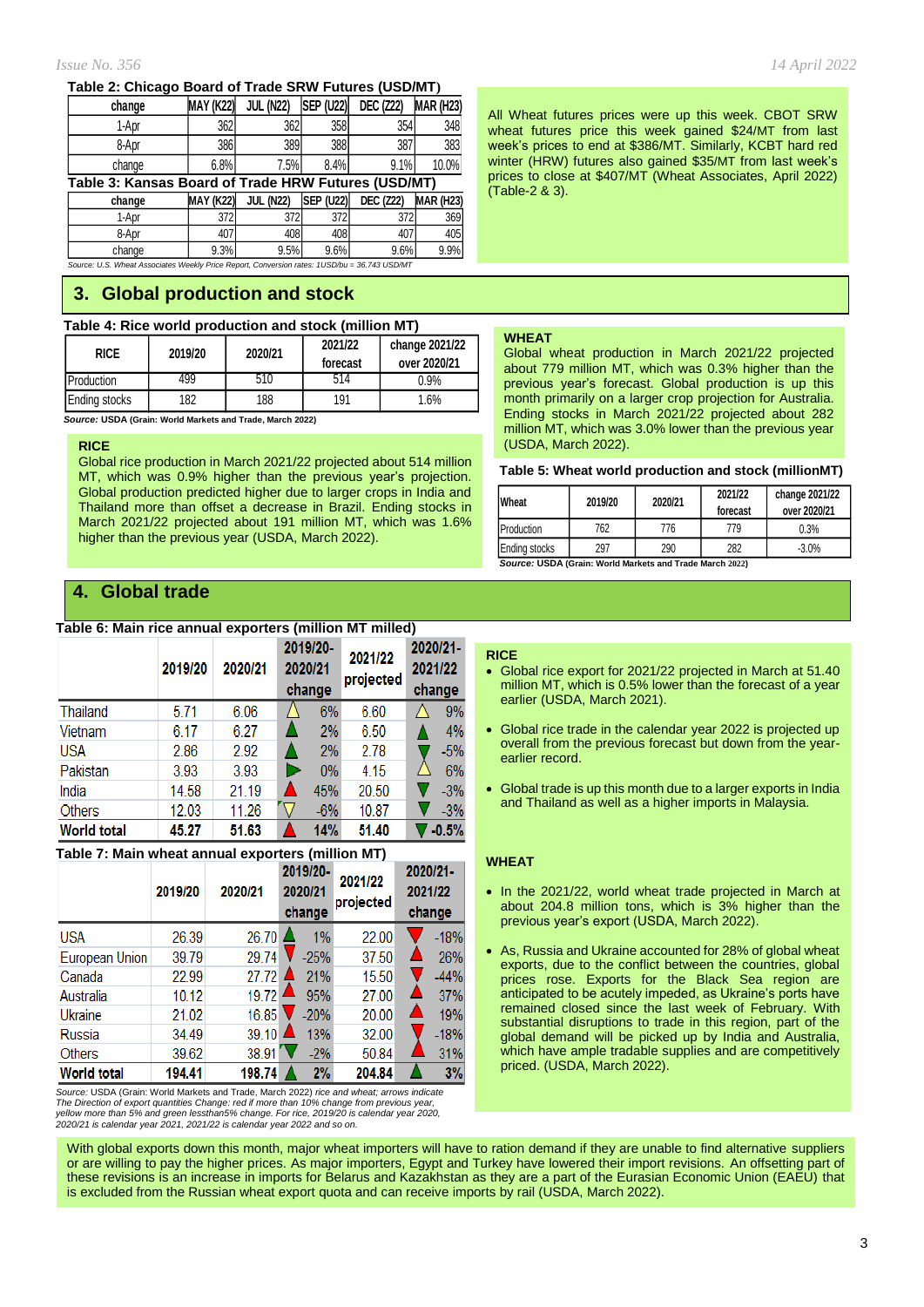**Table 2: Chicago Board of Trade SRW Futures (USD/MT)**

| change | MAY (K22) | JUL (N22) | SEP (U22) | DEC (Z22) | MAR (H23) |
|---|---|---|---|---|---|
| 1-Apr | 362 | 362 | 358 | 354 | 348 |
| 8-Apr | 386 | 389 | 388 | 387 | 383 |
| change | 6.8% | 7.5% | 8.4% | 9.1% | 10.0% |

**Table 3: Kansas Board of Trade HRW Futures (USD/MT)**

| change | MAY (K22) | JUL (N22) | SEP (U22) | DEC (Z22) | MAR (H23) |
|---|---|---|---|---|---|
| 1-Apr | 372 | 372 | 372 | 372 | 369 |
| 8-Apr | 407 | 408 | 408 | 407 | 405 |
| change | 9.3% | 9.5% | 9.6% | 9.6% | 9.9% |

*Source: U.S. Wheat Associates Weekly Price Report, Conversion rates: 1USD/bu = 36.743 USD/MT*

All Wheat futures prices were up this week. CBOT SRW wheat futures price this week gained $24/MT from last week's prices to end at $386/MT. Similarly, KCBT hard red winter (HRW) futures also gained $35/MT from last week's prices to close at $407/MT (Wheat Associates, April 2022) (Table-2 & 3).

## 3. Global production and stock

**Table 4: Rice world production and stock (million MT)**

| RICE | 2019/20 | 2020/21 | 2021/22 forecast | change 2021/22 over 2020/21 |
|---|---|---|---|---|
| Production | 499 | 510 | 514 | 0.9% |
| Ending stocks | 182 | 188 | 191 | 1.6% |

***Source:*** **USDA (Grain: World Markets and Trade, March 2022)**

**RICE**

Global rice production in March 2021/22 projected about 514 million MT, which was 0.9% higher than the previous year's projection. Global production predicted higher due to larger crops in India and Thailand more than offset a decrease in Brazil. Ending stocks in March 2021/22 projected about 191 million MT, which was 1.6% higher than the previous year (USDA, March 2022).

**WHEAT**

Global wheat production in March 2021/22 projected about 779 million MT, which was 0.3% higher than the previous year's forecast. Global production is up this month primarily on a larger crop projection for Australia. Ending stocks in March 2021/22 projected about 282 million MT, which was 3.0% lower than the previous year (USDA, March 2022).

**Table 5: Wheat world production and stock (millionMT)**

| Wheat | 2019/20 | 2020/21 | 2021/22 forecast | change 2021/22 over 2020/21 |
|---|---|---|---|---|
| Production | 762 | 776 | 779 | 0.3% |
| Ending stocks | 297 | 290 | 282 | -3.0% |

***Source:*** **USDA (Grain: World Markets and Trade March 2022)**

## 4. Global trade

**Table 6: Main rice annual exporters (million MT milled)**

| | 2019/20 | 2020/21 | 2019/20-2020/21 change | 2021/22 projected | 2020/21-2021/22 change |
|---|---|---|---|---|---|
| Thailand | 5.71 | 6.06 | 6% | 6.60 | 9% |
| Vietnam | 6.17 | 6.27 | 2% | 6.50 | 4% |
| USA | 2.86 | 2.92 | 2% | 2.78 | -5% |
| Pakistan | 3.93 | 3.93 | 0% | 4.15 | 6% |
| India | 14.58 | 21.19 | 45% | 20.50 | -3% |
| Others | 12.03 | 11.26 | -6% | 10.87 | -3% |
| **World total** | **45.27** | **51.63** | **14%** | **51.40** | **-0.5%** |

**Table 7: Main wheat annual exporters (million MT)**

| | 2019/20 | 2020/21 | 2019/20-2020/21 change | 2021/22 projected | 2020/21-2021/22 change |
|---|---|---|---|---|---|
| USA | 26.39 | 26.70 | 1% | 22.00 | -18% |
| European Union | 39.79 | 29.74 | -25% | 37.50 | 26% |
| Canada | 22.99 | 27.72 | 21% | 15.50 | -44% |
| Australia | 10.12 | 19.72 | 95% | 27.00 | 37% |
| Ukraine | 21.02 | 16.85 | -20% | 20.00 | 19% |
| Russia | 34.49 | 39.10 | 13% | 32.00 | -18% |
| Others | 39.62 | 38.91 | -2% | 50.84 | 31% |
| **World total** | **194.41** | **198.74** | **2%** | **204.84** | **3%** |

*Source: USDA (Grain: World Markets and Trade, March 2022) rice and wheat; arrows indicate The Direction of export quantities Change: red if more than 10% change from previous year, yellow more than 5% and green lessthan5% change. For rice, 2019/20 is calendar year 2020, 2020/21 is calendar year 2021, 2021/22 is calendar year 2022 and so on.*

**RICE**

- Global rice export for 2021/22 projected in March at 51.40 million MT, which is 0.5% lower than the forecast of a year earlier (USDA, March 2021).
- Global rice trade in the calendar year 2022 is projected up overall from the previous forecast but down from the year-earlier record.
- Global trade is up this month due to a larger exports in India and Thailand as well as a higher imports in Malaysia.

**WHEAT**

- In the 2021/22, world wheat trade projected in March at about 204.8 million tons, which is 3% higher than the previous year's export (USDA, March 2022).
- As, Russia and Ukraine accounted for 28% of global wheat exports, due to the conflict between the countries, global prices rose. Exports for the Black Sea region are anticipated to be acutely impeded, as Ukraine's ports have remained closed since the last week of February. With substantial disruptions to trade in this region, part of the global demand will be picked up by India and Australia, which have ample tradable supplies and are competitively priced. (USDA, March 2022).

With global exports down this month, major wheat importers will have to ration demand if they are unable to find alternative suppliers or are willing to pay the higher prices. As major importers, Egypt and Turkey have lowered their import revisions. An offsetting part of these revisions is an increase in imports for Belarus and Kazakhstan as they are a part of the Eurasian Economic Union (EAEU) that is excluded from the Russian wheat export quota and can receive imports by rail (USDA, March 2022).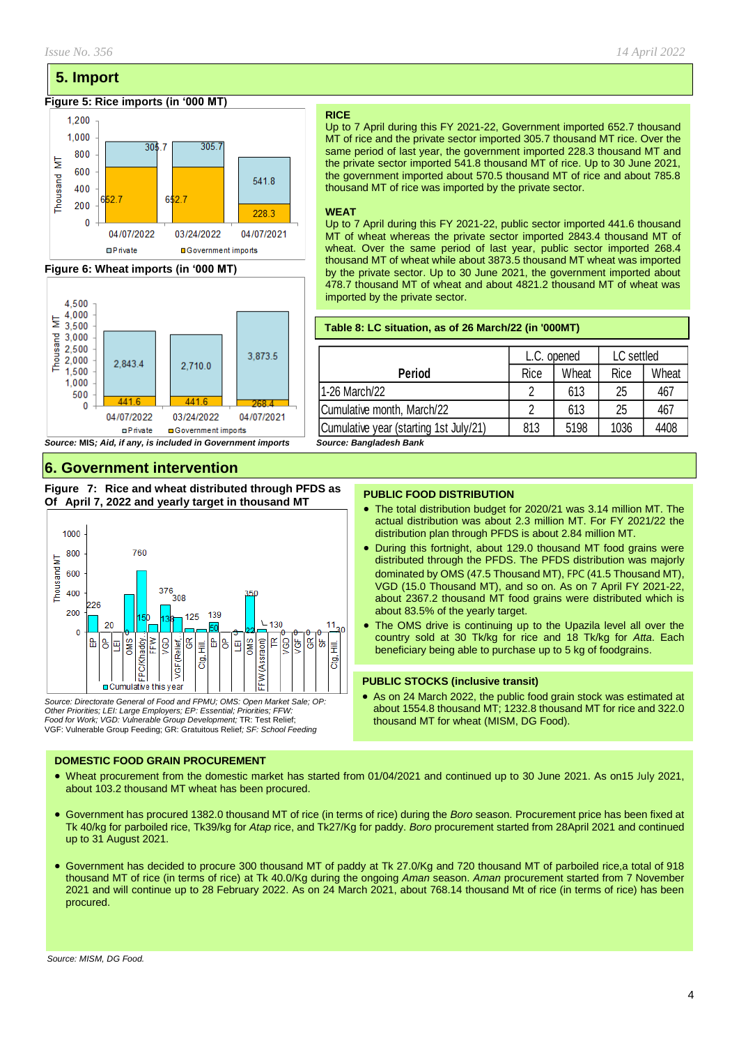## 5. Import

**Figure 5: Rice imports (in '000 MT)**

Thousand MT

1,200
1,000
800
600
400
200
0

305.7
652.7
305.7
652.7
541.8
228.3

04/07/2022
03/24/2022
04/07/2021

Private
Government imports

**Figure 6: Wheat imports (in '000 MT)**

Thousand MT

4,500
4,000
3,500
3,000
2,500
2,000
1,500
1,000
500
0

2,843.4
441.6
2,710.0
441.6
3,873.5
268.4

04/07/2022
03/24/2022
04/07/2021

Private
Government imports

*Source: MIS; Aid, if any, is included in Government imports*

**RICE**

Up to 7 April during this FY 2021-22, Government imported 652.7 thousand MT of rice and the private sector imported 305.7 thousand MT rice. Over the same period of last year, the government imported 228.3 thousand MT and the private sector imported 541.8 thousand MT of rice. Up to 30 June 2021, the government imported about 570.5 thousand MT of rice and about 785.8 thousand MT of rice was imported by the private sector.

**WEAT**

Up to 7 April during this FY 2021-22, public sector imported 441.6 thousand MT of wheat whereas the private sector imported 2843.4 thousand MT of wheat. Over the same period of last year, public sector imported 268.4 thousand MT of wheat while about 3873.5 thousand MT wheat was imported by the private sector. Up to 30 June 2021, the government imported about 478.7 thousand MT of wheat and about 4821.2 thousand MT of wheat was imported by the private sector.

**Table 8: LC situation, as of 26 March/22 (in '000MT)**

| Period | L.C. opened | | LC settled | |
|---|---|---|---|---|
| | Rice | Wheat | Rice | Wheat |
| 1-26 March/22 | 2 | 613 | 25 | 467 |
| Cumulative month, March/22 | 2 | 613 | 25 | 467 |
| Cumulative year (starting 1st July/21) | 813 | 5198 | 1036 | 4408 |

*Source: Bangladesh Bank*

## 6. Government intervention

**Figure 7: Rice and wheat distributed through PFDS as Of April 7, 2022 and yearly target in thousand MT**

Thousand MT

1000
800
600
400
200
0

226
20
0
150
760
376
138
308
125
139
50
0
22
350
130
0
0
0
0
11
30

EP
OP
LEI
OMS
FPC/Khaddy...
FFW
VGD
VGF(Relief...
GR
Ctg. Hill..
EP
OP
LEI
OMS
FFW(Assraon)
TR
VGD
VGF
GR
SF
Ctg. Hill..

Cumulative this year

*Source: Directorate General of Food and FPMU; OMS: Open Market Sale; OP: Other Priorities; LEI: Large Employers; EP: Essential; Priorities; FFW: Food for Work; VGD: Vulnerable Group Development;* TR: Test Relief; VGF: Vulnerable Group Feeding; GR: Gratuitous Relief; *SF: School Feeding*

**PUBLIC FOOD DISTRIBUTION**

- The total distribution budget for 2020/21 was 3.14 million MT. The actual distribution was about 2.3 million MT. For FY 2021/22 the distribution plan through PFDS is about 2.84 million MT.
- During this fortnight, about 129.0 thousand MT food grains were distributed through the PFDS. The PFDS distribution was majorly dominated by OMS (47.5 Thousand MT), FPC (41.5 Thousand MT), VGD (15.0 Thousand MT), and so on. As on 7 April FY 2021-22, about 2367.2 thousand MT food grains were distributed which is about 83.5% of the yearly target.
- The OMS drive is continuing up to the Upazila level all over the country sold at 30 Tk/kg for rice and 18 Tk/kg for *Atta*. Each beneficiary being able to purchase up to 5 kg of foodgrains.

**PUBLIC STOCKS (inclusive transit)**

- As on 24 March 2022, the public food grain stock was estimated at about 1554.8 thousand MT; 1232.8 thousand MT for rice and 322.0 thousand MT for wheat (MISM, DG Food).

**DOMESTIC FOOD GRAIN PROCUREMENT**

- Wheat procurement from the domestic market has started from 01/04/2021 and continued up to 30 June 2021. As on15 July 2021, about 103.2 thousand MT wheat has been procured.
- Government has procured 1382.0 thousand MT of rice (in terms of rice) during the *Boro* season. Procurement price has been fixed at Tk 40/kg for parboiled rice, Tk39/kg for *Atap* rice, and Tk27/Kg for paddy. *Boro* procurement started from 28April 2021 and continued up to 31 August 2021.
- Government has decided to procure 300 thousand MT of paddy at Tk 27.0/Kg and 720 thousand MT of parboiled rice,a total of 918 thousand MT of rice (in terms of rice) at Tk 40.0/Kg during the ongoing *Aman* season. *Aman* procurement started from 7 November 2021 and will continue up to 28 February 2022. As on 24 March 2021, about 768.14 thousand Mt of rice (in terms of rice) has been procured.

*Source: MISM, DG Food.*